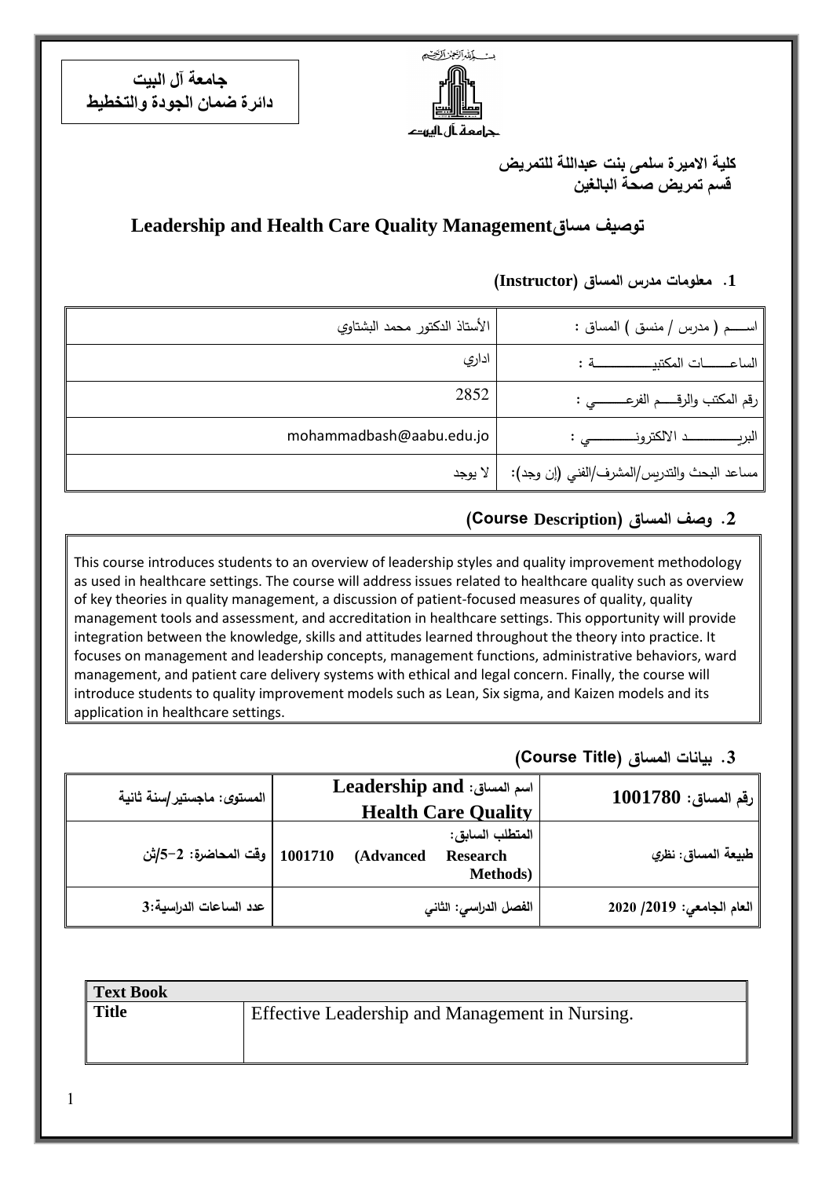**جامعة آل البيت**
**دائرة ضمان الجودة والتخطيط**

**كلية الاميرة سلمى بنت عبدالله للتمريض**
**قسم تمريض صحة البالغين**

# توصيف مساق Leadership and Health Care Quality Management

## 1. معلومات مدرس المساق (Instructor)

| | |
|---|---|
| اســـم ( مدرس / منسق ) المساق : | الأستاذ الدكتور محمد البشتاوي |
| الساعـــــات المكتبيـــــــــــة : | اداري |
| رقم المكتب والرقـــم الفرعـــــي : | 2852 |
| البريـــــــــد الالكترونـــــــي : | mohammadbash@aabu.edu.jo |
| مساعد البحث والتدريس/المشرف/الفني (إن وجد): | لا يوجد |

## 2. وصف المساق (Course Description)

This course introduces students to an overview of leadership styles and quality improvement methodology as used in healthcare settings. The course will address issues related to healthcare quality such as overview of key theories in quality management, a discussion of patient-focused measures of quality, quality management tools and assessment, and accreditation in healthcare settings. This opportunity will provide integration between the knowledge, skills and attitudes learned throughout the theory into practice. It focuses on management and leadership concepts, management functions, administrative behaviors, ward management, and patient care delivery systems with ethical and legal concern. Finally, the course will introduce students to quality improvement models such as Lean, Six sigma, and Kaizen models and its application in healthcare settings.

## 3. بيانات المساق (Course Title)

| | | |
|---|---|---|
| رقم المساق: 1001780 | اسم المساق: Leadership and Health Care Quality | المستوى: ماجستير/سنة ثانية |
| طبيعة المساق: نظري | المتطلب السابق: 1001710 (Advanced Research Methods) | وقت المحاضرة: 2-5/ث |
| العام الجامعي: 2019/ 2020 | الفصل الدراسي: الثاني | عدد الساعات الدراسية:3 |

| Text Book | |
|---|---|
| **Title** | Effective Leadership and Management in Nursing. |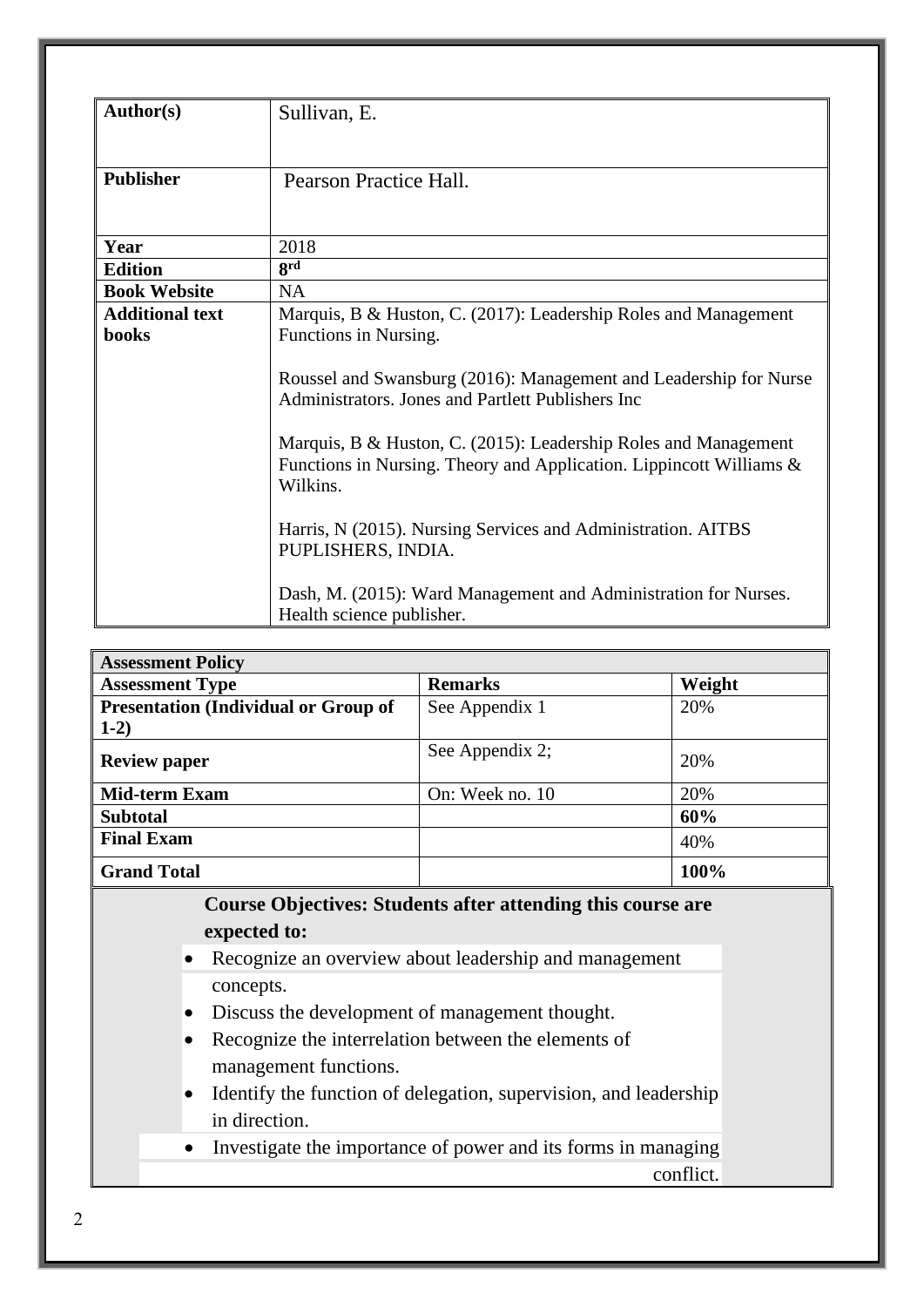| Author(s) | Sullivan, E. |
|---|---|
| Publisher | Pearson Practice Hall. |
| Year | 2018 |
| Edition | 8rd |
| Book Website | NA |
| Additional text books | Marquis, B & Huston, C. (2017): Leadership Roles and Management Functions in Nursing.<br><br>Roussel and Swansburg (2016): Management and Leadership for Nurse Administrators. Jones and Partlett Publishers Inc<br><br>Marquis, B & Huston, C. (2015): Leadership Roles and Management Functions in Nursing. Theory and Application. Lippincott Williams & Wilkins.<br><br>Harris, N (2015). Nursing Services and Administration. AITBS PUPLISHERS, INDIA.<br><br>Dash, M. (2015): Ward Management and Administration for Nurses. Health science publisher. |

| Assessment Policy | | |
|---|---|---|
| **Assessment Type** | **Remarks** | **Weight** |
| **Presentation (Individual or Group of 1-2)** | See Appendix 1 | 20% |
| **Review paper** | See Appendix 2; | 20% |
| **Mid-term Exam** | On: Week no. 10 | 20% |
| **Subtotal** | | **60%** |
| **Final Exam** | | 40% |
| **Grand Total** | | **100%** |

**Course Objectives: Students after attending this course are expected to:**

- Recognize an overview about leadership and management concepts.
- Discuss the development of management thought.
- Recognize the interrelation between the elements of management functions.
- Identify the function of delegation, supervision, and leadership in direction.
- Investigate the importance of power and its forms in managing conflict.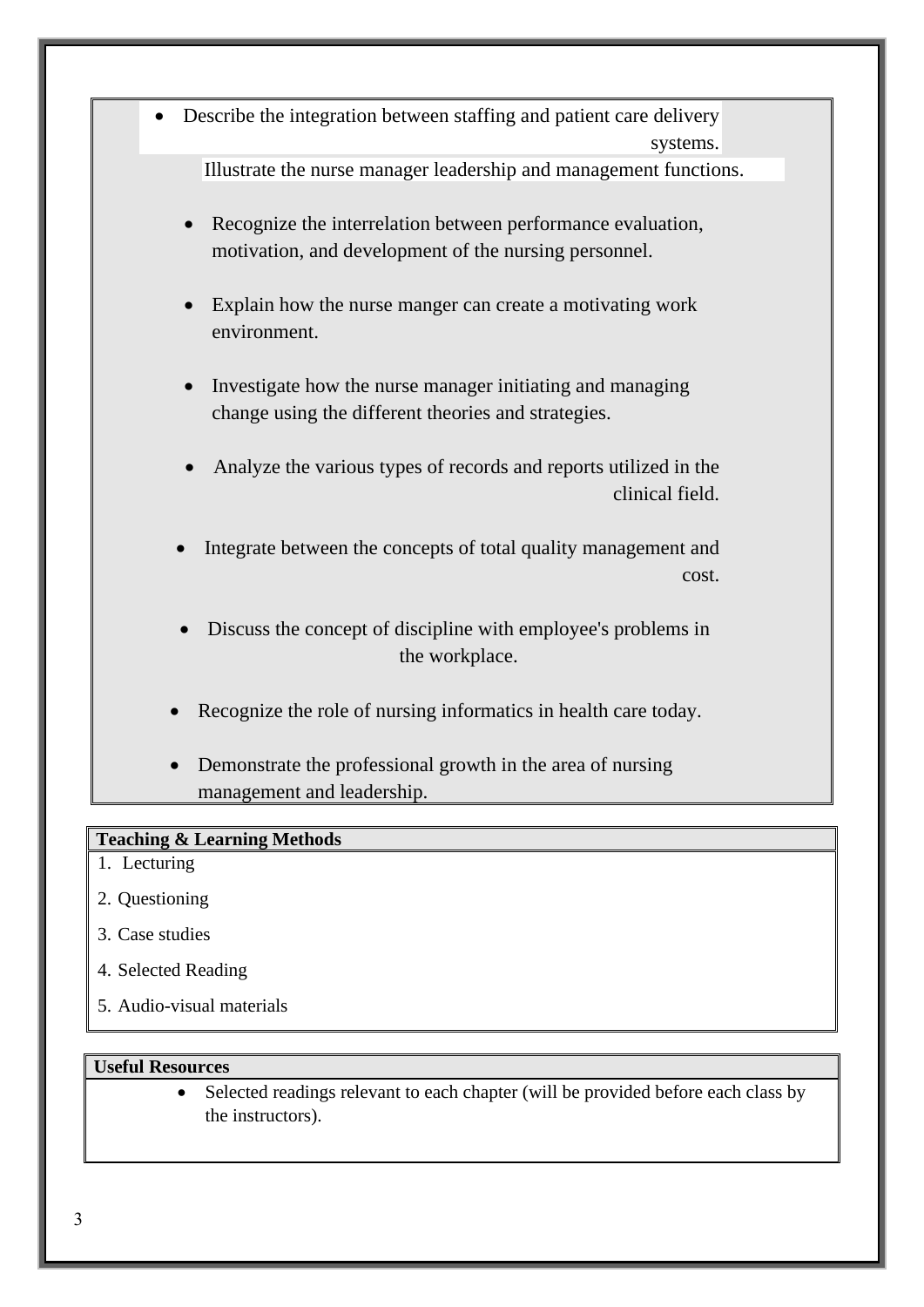- Describe the integration between staffing and patient care delivery systems.
- Illustrate the nurse manager leadership and management functions.
- Recognize the interrelation between performance evaluation, motivation, and development of the nursing personnel.
- Explain how the nurse manger can create a motivating work environment.
- Investigate how the nurse manager initiating and managing change using the different theories and strategies.
- Analyze the various types of records and reports utilized in the clinical field.
- Integrate between the concepts of total quality management and cost.
- Discuss the concept of discipline with employee's problems in the workplace.
- Recognize the role of nursing informatics in health care today.
- Demonstrate the professional growth in the area of nursing management and leadership.

| **Teaching & Learning Methods** |
| --- |
| 1. Lecturing |
| 2. Questioning |
| 3. Case studies |
| 4. Selected Reading |
| 5. Audio-visual materials |

| **Useful Resources** |
| --- |
| • Selected readings relevant to each chapter (will be provided before each class by the instructors). |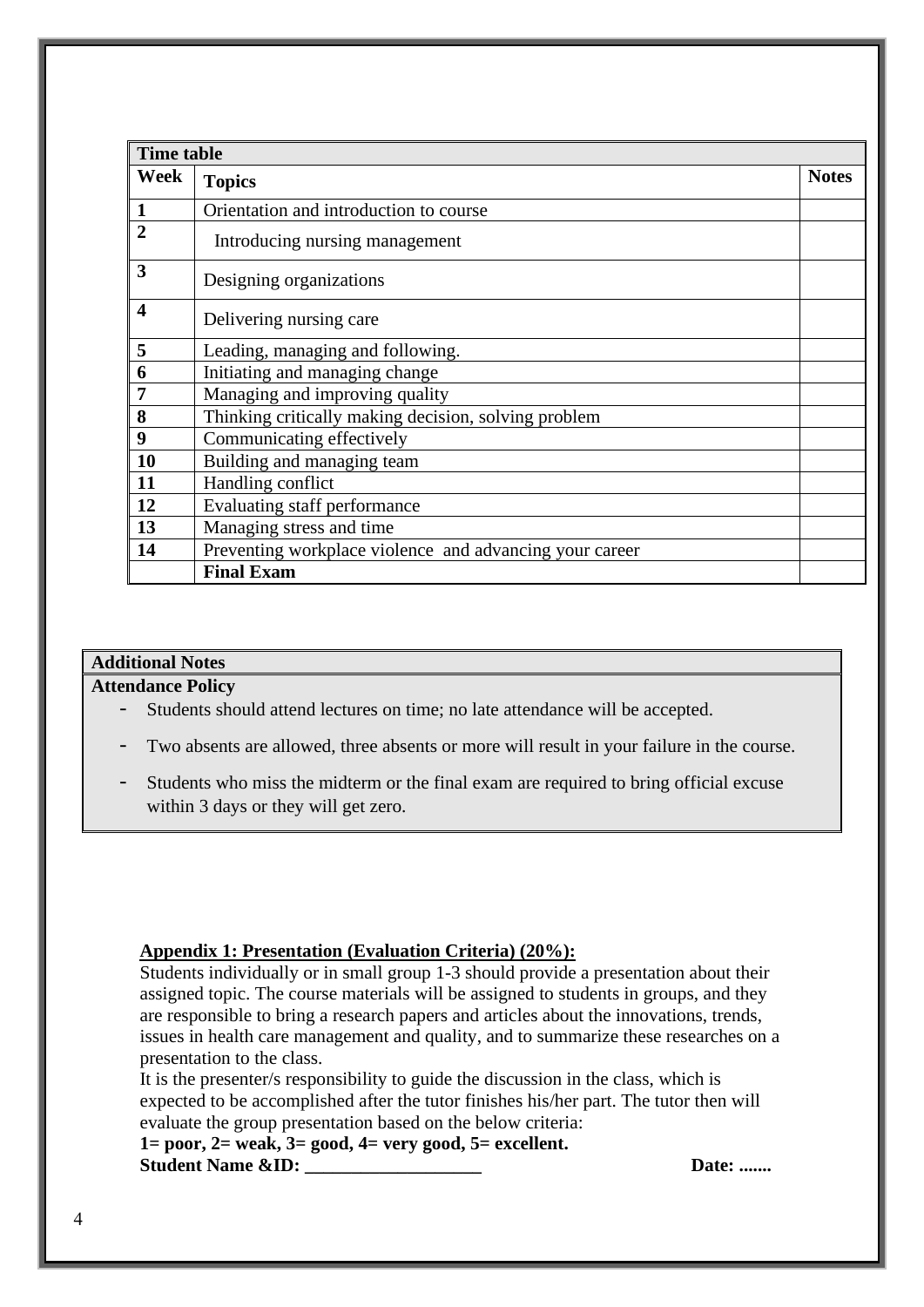| Time table | | |
|---|---|---|
| **Week** | **Topics** | **Notes** |
| **1** | Orientation and introduction to course | |
| **2** | Introducing nursing management | |
| **3** | Designing organizations | |
| **4** | Delivering nursing care | |
| **5** | Leading, managing and following. | |
| **6** | Initiating and managing change | |
| **7** | Managing and improving quality | |
| **8** | Thinking critically making decision, solving problem | |
| **9** | Communicating effectively | |
| **10** | Building and managing team | |
| **11** | Handling conflict | |
| **12** | Evaluating staff performance | |
| **13** | Managing stress and time | |
| **14** | Preventing workplace violence and advancing your career | |
| | **Final Exam** | |

**Additional Notes**

**Attendance Policy**

- Students should attend lectures on time; no late attendance will be accepted.
- Two absents are allowed, three absents or more will result in your failure in the course.
- Students who miss the midterm or the final exam are required to bring official excuse within 3 days or they will get zero.

**Appendix 1: Presentation (Evaluation Criteria) (20%):**

Students individually or in small group 1-3 should provide a presentation about their assigned topic. The course materials will be assigned to students in groups, and they are responsible to bring a research papers and articles about the innovations, trends, issues in health care management and quality, and to summarize these researches on a presentation to the class.

It is the presenter/s responsibility to guide the discussion in the class, which is expected to be accomplished after the tutor finishes his/her part. The tutor then will evaluate the group presentation based on the below criteria:

**1= poor, 2= weak, 3= good, 4= very good, 5= excellent.**

**Student Name &ID: ___________________ Date: .......**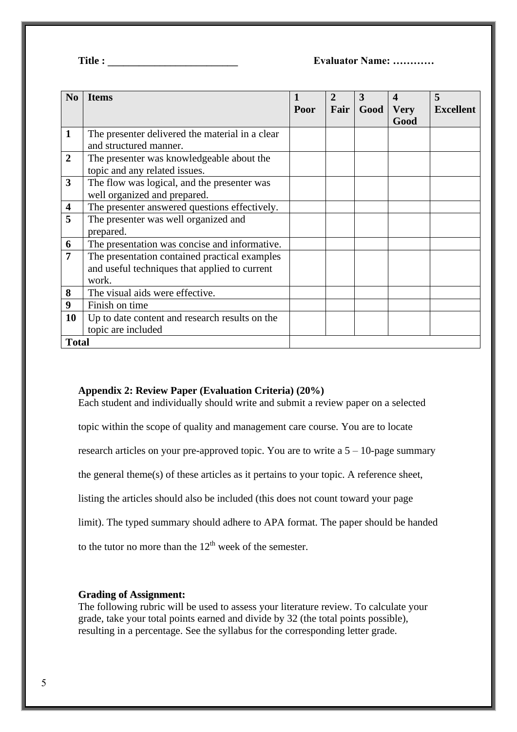**Title : _________________________** **Evaluator Name: …………**

| No | Items | 1 Poor | 2 Fair | 3 Good | 4 Very Good | 5 Excellent |
|---|---|---|---|---|---|---|
| **1** | The presenter delivered the material in a clear and structured manner. | | | | | |
| **2** | The presenter was knowledgeable about the topic and any related issues. | | | | | |
| **3** | The flow was logical, and the presenter was well organized and prepared. | | | | | |
| **4** | The presenter answered questions effectively. | | | | | |
| **5** | The presenter was well organized and prepared. | | | | | |
| **6** | The presentation was concise and informative. | | | | | |
| **7** | The presentation contained practical examples and useful techniques that applied to current work. | | | | | |
| **8** | The visual aids were effective. | | | | | |
| **9** | Finish on time | | | | | |
| **10** | Up to date content and research results on the topic are included | | | | | |
| **Total** | | | | | | |

**Appendix 2: Review Paper (Evaluation Criteria) (20%)**

Each student and individually should write and submit a review paper on a selected topic within the scope of quality and management care course. You are to locate research articles on your pre-approved topic. You are to write a 5 – 10-page summary the general theme(s) of these articles as it pertains to your topic. A reference sheet, listing the articles should also be included (this does not count toward your page limit). The typed summary should adhere to APA format. The paper should be handed to the tutor no more than the 12th week of the semester.

**Grading of Assignment:**

The following rubric will be used to assess your literature review. To calculate your grade, take your total points earned and divide by 32 (the total points possible), resulting in a percentage. See the syllabus for the corresponding letter grade.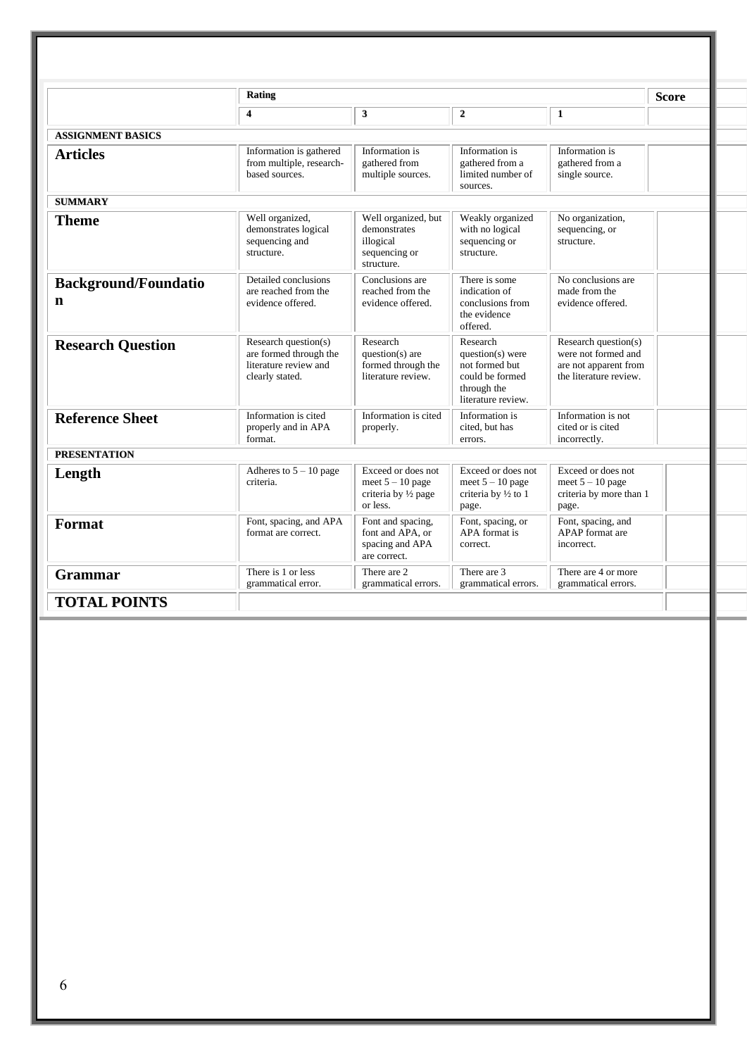| | Rating | | | | Score |
|---|---|---|---|---|---|
| | 4 | 3 | 2 | 1 | |
| **ASSIGNMENT BASICS** | | | | | |
| **Articles** | Information is gathered from multiple, research-based sources. | Information is gathered from multiple sources. | Information is gathered from a limited number of sources. | Information is gathered from a single source. | |
| **SUMMARY** | | | | | |
| **Theme** | Well organized, demonstrates logical sequencing and structure. | Well organized, but demonstrates illogical sequencing or structure. | Weakly organized with no logical sequencing or structure. | No organization, sequencing, or structure. | |
| **Background/Foundation** | Detailed conclusions are reached from the evidence offered. | Conclusions are reached from the evidence offered. | There is some indication of conclusions from the evidence offered. | No conclusions are made from the evidence offered. | |
| **Research Question** | Research question(s) are formed through the literature review and clearly stated. | Research question(s) are formed through the literature review. | Research question(s) were not formed but could be formed through the literature review. | Research question(s) were not formed and are not apparent from the literature review. | |
| **Reference Sheet** | Information is cited properly and in APA format. | Information is cited properly. | Information is cited, but has errors. | Information is not cited or is cited incorrectly. | |
| **PRESENTATION** | | | | | |
| **Length** | Adheres to 5 – 10 page criteria. | Exceed or does not meet 5 – 10 page criteria by ½ page or less. | Exceed or does not meet 5 – 10 page criteria by ½ to 1 page. | Exceed or does not meet 5 – 10 page criteria by more than 1 page. | |
| **Format** | Font, spacing, and APA format are correct. | Font and spacing, font and APA, or spacing and APA are correct. | Font, spacing, or APA format is correct. | Font, spacing, and APAP format are incorrect. | |
| **Grammar** | There is 1 or less grammatical error. | There are 2 grammatical errors. | There are 3 grammatical errors. | There are 4 or more grammatical errors. | |
| **TOTAL POINTS** | | | | | |